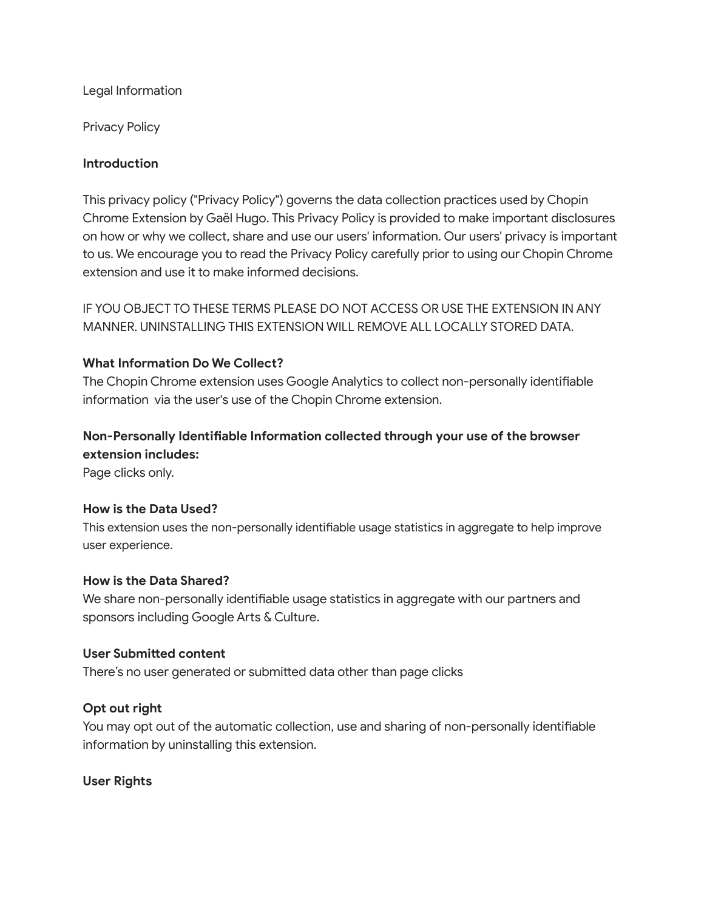Legal Information

Privacy Policy

## Introduction

This privacy policy ("Privacy Policy") governs the data collection practices used by Chopin Chrome Extension by Gaël Hugo. This Privacy Policy is provided to make important disclosures on how or why we collect, share and use our users' information. Our users' privacy is important to us. We encourage you to read the Privacy Policy carefully prior to using our Chopin Chrome extension and use it to make informed decisions.

IF YOU OBJECT TO THESE TERMS PLEASE DO NOT ACCESS OR USE THE EXTENSION IN ANY MANNER. UNINSTALLING THIS EXTENSION WILL REMOVE ALL LOCALLY STORED DATA.

## What Information Do We Collect?

The Chopin Chrome extension uses Google Analytics to collect non-personally identifiable information via the user's use of the Chopin Chrome extension.

## Non-Personally Identifiable Information collected through your use of the browser extension includes:

Page clicks only.

## How is the Data Used?

This extension uses the non-personally identifiable usage statistics in aggregate to help improve user experience.

## How is the Data Shared?

We share non-personally identifiable usage statistics in aggregate with our partners and sponsors including Google Arts & Culture.

## User Submitted content

There's no user generated or submitted data other than page clicks

## Opt out right

You may opt out of the automatic collection, use and sharing of non-personally identifiable information by uninstalling this extension.

## User Rights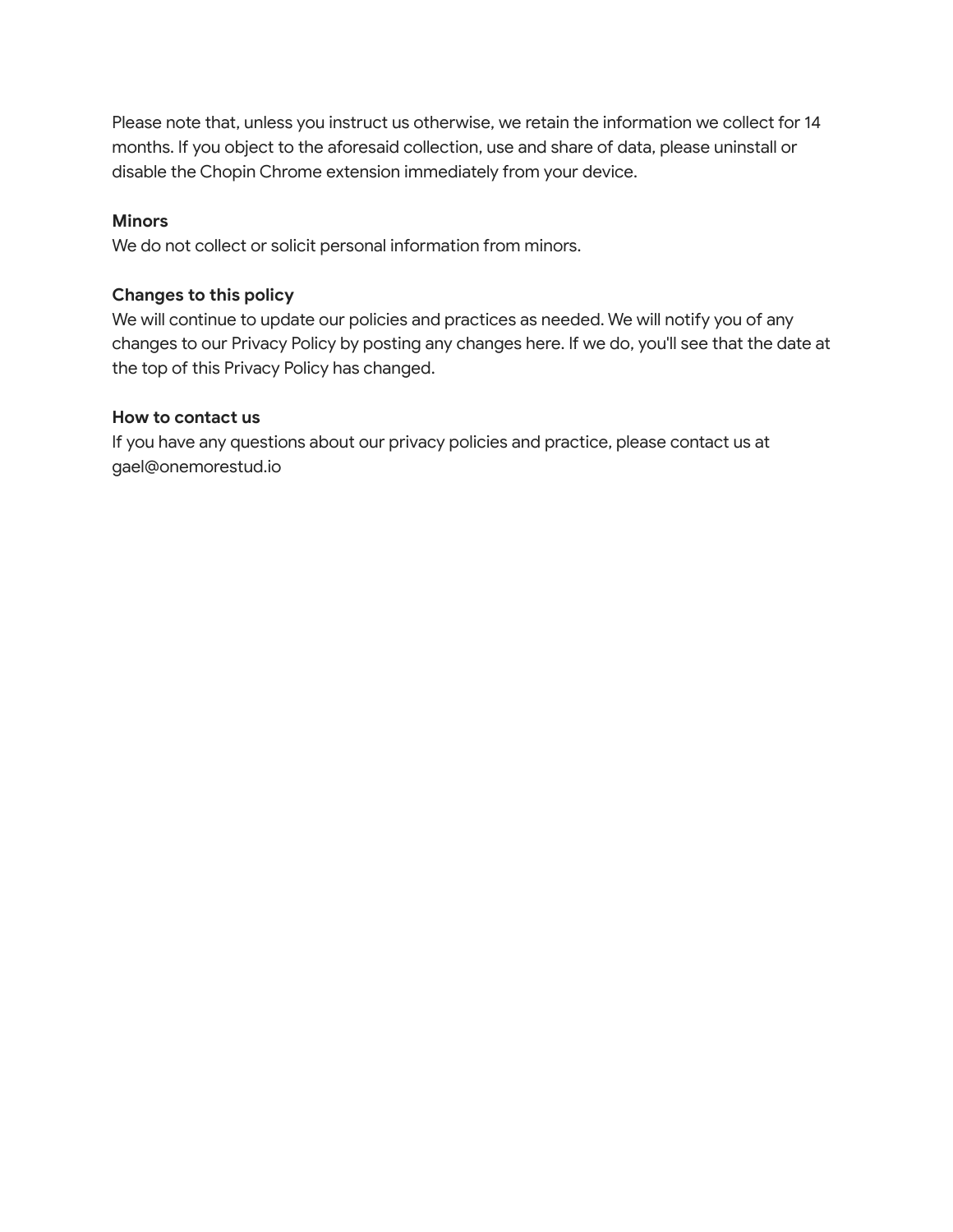Please note that, unless you instruct us otherwise, we retain the information we collect for 14 months. If you object to the aforesaid collection, use and share of data, please uninstall or disable the Chopin Chrome extension immediately from your device.

**Minors**

We do not collect or solicit personal information from minors.

**Changes to this policy**

We will continue to update our policies and practices as needed. We will notify you of any changes to our Privacy Policy by posting any changes here. If we do, you'll see that the date at the top of this Privacy Policy has changed.

**How to contact us**

If you have any questions about our privacy policies and practice, please contact us at gael@onemorestud.io